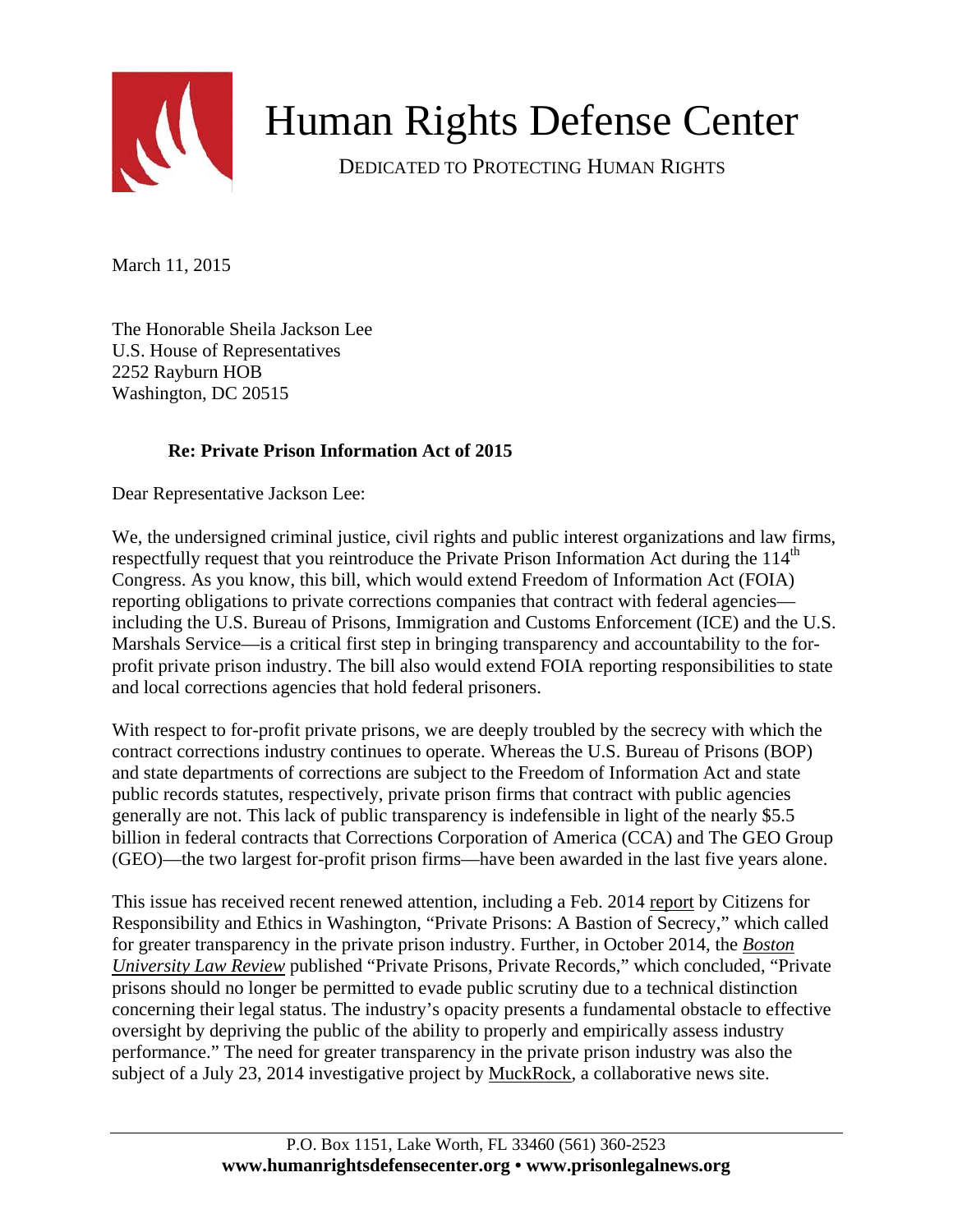# Human Rights Defense Center

DEDICATED TO PROTECTING HUMAN RIGHTS

March 11, 2015

The Honorable Sheila Jackson Lee
U.S. House of Representatives
2252 Rayburn HOB
Washington, DC 20515

**Re: Private Prison Information Act of 2015**

Dear Representative Jackson Lee:

We, the undersigned criminal justice, civil rights and public interest organizations and law firms, respectfully request that you reintroduce the Private Prison Information Act during the 114th Congress. As you know, this bill, which would extend Freedom of Information Act (FOIA) reporting obligations to private corrections companies that contract with federal agencies—including the U.S. Bureau of Prisons, Immigration and Customs Enforcement (ICE) and the U.S. Marshals Service—is a critical first step in bringing transparency and accountability to the for-profit private prison industry. The bill also would extend FOIA reporting responsibilities to state and local corrections agencies that hold federal prisoners.

With respect to for-profit private prisons, we are deeply troubled by the secrecy with which the contract corrections industry continues to operate. Whereas the U.S. Bureau of Prisons (BOP) and state departments of corrections are subject to the Freedom of Information Act and state public records statutes, respectively, private prison firms that contract with public agencies generally are not. This lack of public transparency is indefensible in light of the nearly $5.5 billion in federal contracts that Corrections Corporation of America (CCA) and The GEO Group (GEO)—the two largest for-profit prison firms—have been awarded in the last five years alone.

This issue has received recent renewed attention, including a Feb. 2014 report by Citizens for Responsibility and Ethics in Washington, "Private Prisons: A Bastion of Secrecy," which called for greater transparency in the private prison industry. Further, in October 2014, the *Boston University Law Review* published "Private Prisons, Private Records," which concluded, "Private prisons should no longer be permitted to evade public scrutiny due to a technical distinction concerning their legal status. The industry's opacity presents a fundamental obstacle to effective oversight by depriving the public of the ability to properly and empirically assess industry performance." The need for greater transparency in the private prison industry was also the subject of a July 23, 2014 investigative project by MuckRock, a collaborative news site.

P.O. Box 1151, Lake Worth, FL 33460 (561) 360-2523
**www.humanrightsdefensecenter.org • www.prisonlegalnews.org**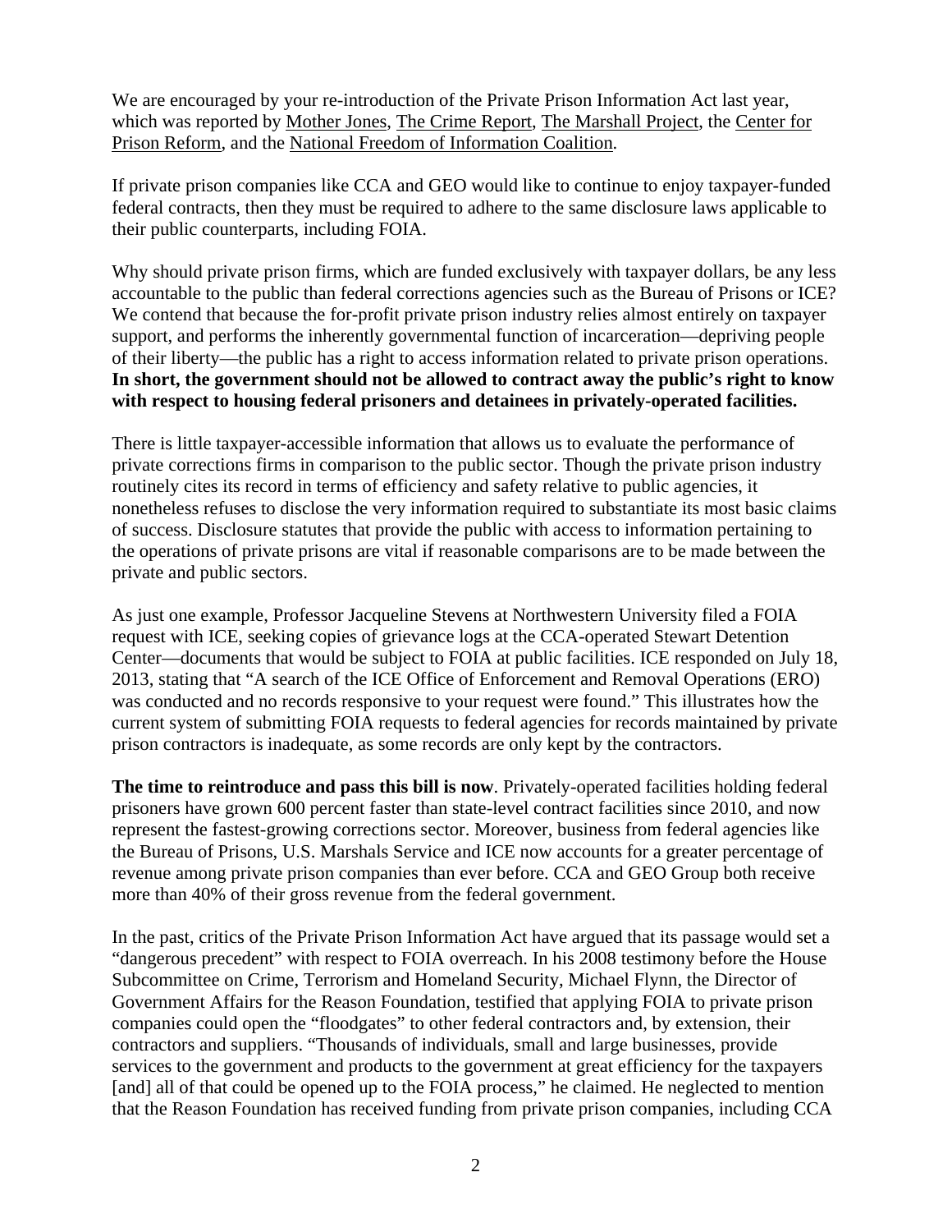We are encouraged by your re-introduction of the Private Prison Information Act last year, which was reported by Mother Jones, The Crime Report, The Marshall Project, the Center for Prison Reform, and the National Freedom of Information Coalition.

If private prison companies like CCA and GEO would like to continue to enjoy taxpayer-funded federal contracts, then they must be required to adhere to the same disclosure laws applicable to their public counterparts, including FOIA.

Why should private prison firms, which are funded exclusively with taxpayer dollars, be any less accountable to the public than federal corrections agencies such as the Bureau of Prisons or ICE? We contend that because the for-profit private prison industry relies almost entirely on taxpayer support, and performs the inherently governmental function of incarceration—depriving people of their liberty—the public has a right to access information related to private prison operations. **In short, the government should not be allowed to contract away the public's right to know with respect to housing federal prisoners and detainees in privately-operated facilities.**

There is little taxpayer-accessible information that allows us to evaluate the performance of private corrections firms in comparison to the public sector. Though the private prison industry routinely cites its record in terms of efficiency and safety relative to public agencies, it nonetheless refuses to disclose the very information required to substantiate its most basic claims of success. Disclosure statutes that provide the public with access to information pertaining to the operations of private prisons are vital if reasonable comparisons are to be made between the private and public sectors.

As just one example, Professor Jacqueline Stevens at Northwestern University filed a FOIA request with ICE, seeking copies of grievance logs at the CCA-operated Stewart Detention Center—documents that would be subject to FOIA at public facilities. ICE responded on July 18, 2013, stating that "A search of the ICE Office of Enforcement and Removal Operations (ERO) was conducted and no records responsive to your request were found." This illustrates how the current system of submitting FOIA requests to federal agencies for records maintained by private prison contractors is inadequate, as some records are only kept by the contractors.

**The time to reintroduce and pass this bill is now**. Privately-operated facilities holding federal prisoners have grown 600 percent faster than state-level contract facilities since 2010, and now represent the fastest-growing corrections sector. Moreover, business from federal agencies like the Bureau of Prisons, U.S. Marshals Service and ICE now accounts for a greater percentage of revenue among private prison companies than ever before. CCA and GEO Group both receive more than 40% of their gross revenue from the federal government.

In the past, critics of the Private Prison Information Act have argued that its passage would set a "dangerous precedent" with respect to FOIA overreach. In his 2008 testimony before the House Subcommittee on Crime, Terrorism and Homeland Security, Michael Flynn, the Director of Government Affairs for the Reason Foundation, testified that applying FOIA to private prison companies could open the "floodgates" to other federal contractors and, by extension, their contractors and suppliers. "Thousands of individuals, small and large businesses, provide services to the government and products to the government at great efficiency for the taxpayers [and] all of that could be opened up to the FOIA process," he claimed. He neglected to mention that the Reason Foundation has received funding from private prison companies, including CCA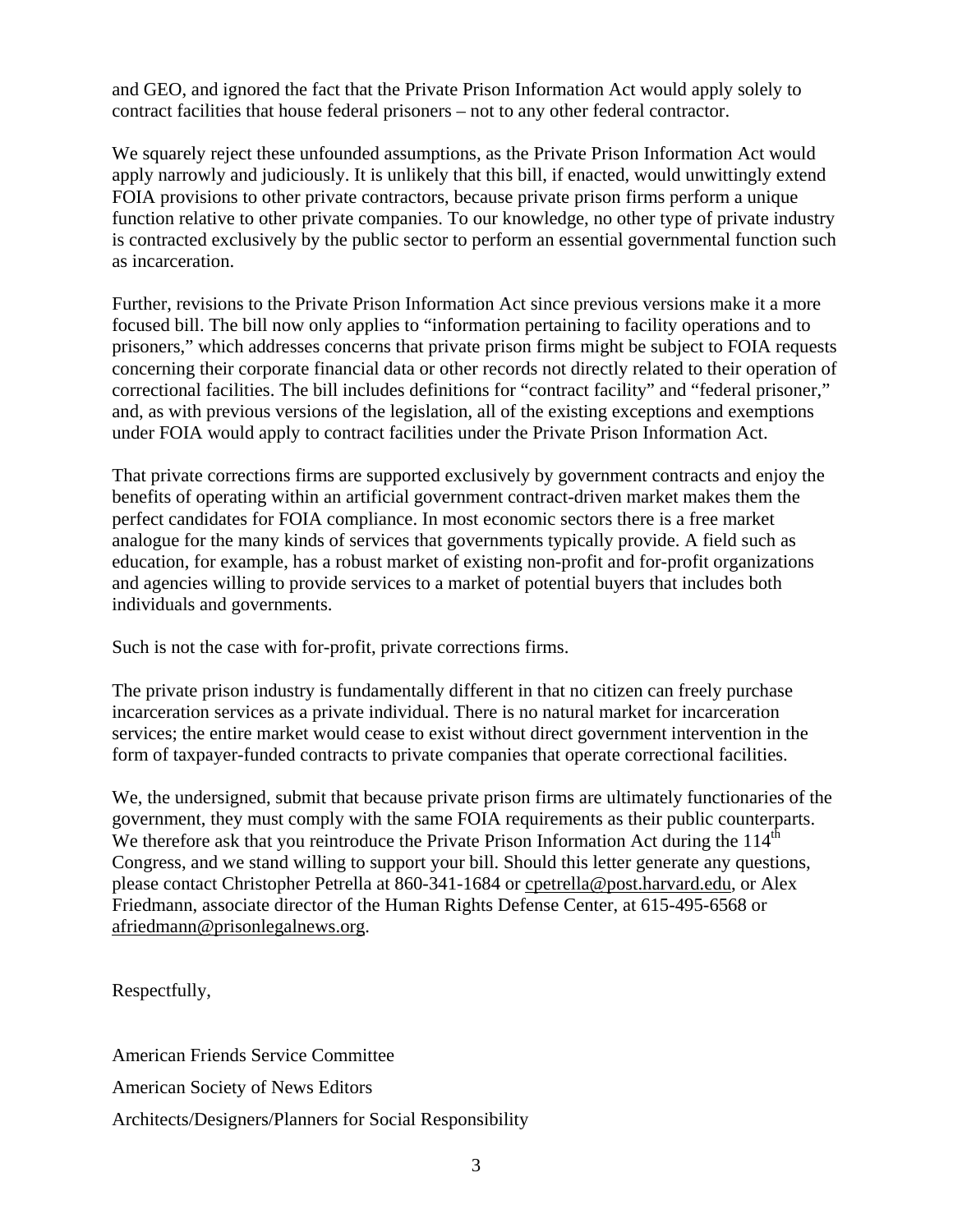and GEO, and ignored the fact that the Private Prison Information Act would apply solely to contract facilities that house federal prisoners – not to any other federal contractor.

We squarely reject these unfounded assumptions, as the Private Prison Information Act would apply narrowly and judiciously. It is unlikely that this bill, if enacted, would unwittingly extend FOIA provisions to other private contractors, because private prison firms perform a unique function relative to other private companies. To our knowledge, no other type of private industry is contracted exclusively by the public sector to perform an essential governmental function such as incarceration.

Further, revisions to the Private Prison Information Act since previous versions make it a more focused bill. The bill now only applies to "information pertaining to facility operations and to prisoners," which addresses concerns that private prison firms might be subject to FOIA requests concerning their corporate financial data or other records not directly related to their operation of correctional facilities. The bill includes definitions for "contract facility" and "federal prisoner," and, as with previous versions of the legislation, all of the existing exceptions and exemptions under FOIA would apply to contract facilities under the Private Prison Information Act.

That private corrections firms are supported exclusively by government contracts and enjoy the benefits of operating within an artificial government contract-driven market makes them the perfect candidates for FOIA compliance. In most economic sectors there is a free market analogue for the many kinds of services that governments typically provide. A field such as education, for example, has a robust market of existing non-profit and for-profit organizations and agencies willing to provide services to a market of potential buyers that includes both individuals and governments.

Such is not the case with for-profit, private corrections firms.

The private prison industry is fundamentally different in that no citizen can freely purchase incarceration services as a private individual. There is no natural market for incarceration services; the entire market would cease to exist without direct government intervention in the form of taxpayer-funded contracts to private companies that operate correctional facilities.

We, the undersigned, submit that because private prison firms are ultimately functionaries of the government, they must comply with the same FOIA requirements as their public counterparts. We therefore ask that you reintroduce the Private Prison Information Act during the 114th Congress, and we stand willing to support your bill. Should this letter generate any questions, please contact Christopher Petrella at 860-341-1684 or cpetrella@post.harvard.edu, or Alex Friedmann, associate director of the Human Rights Defense Center, at 615-495-6568 or afriedmann@prisonlegalnews.org.

Respectfully,

American Friends Service Committee

American Society of News Editors

Architects/Designers/Planners for Social Responsibility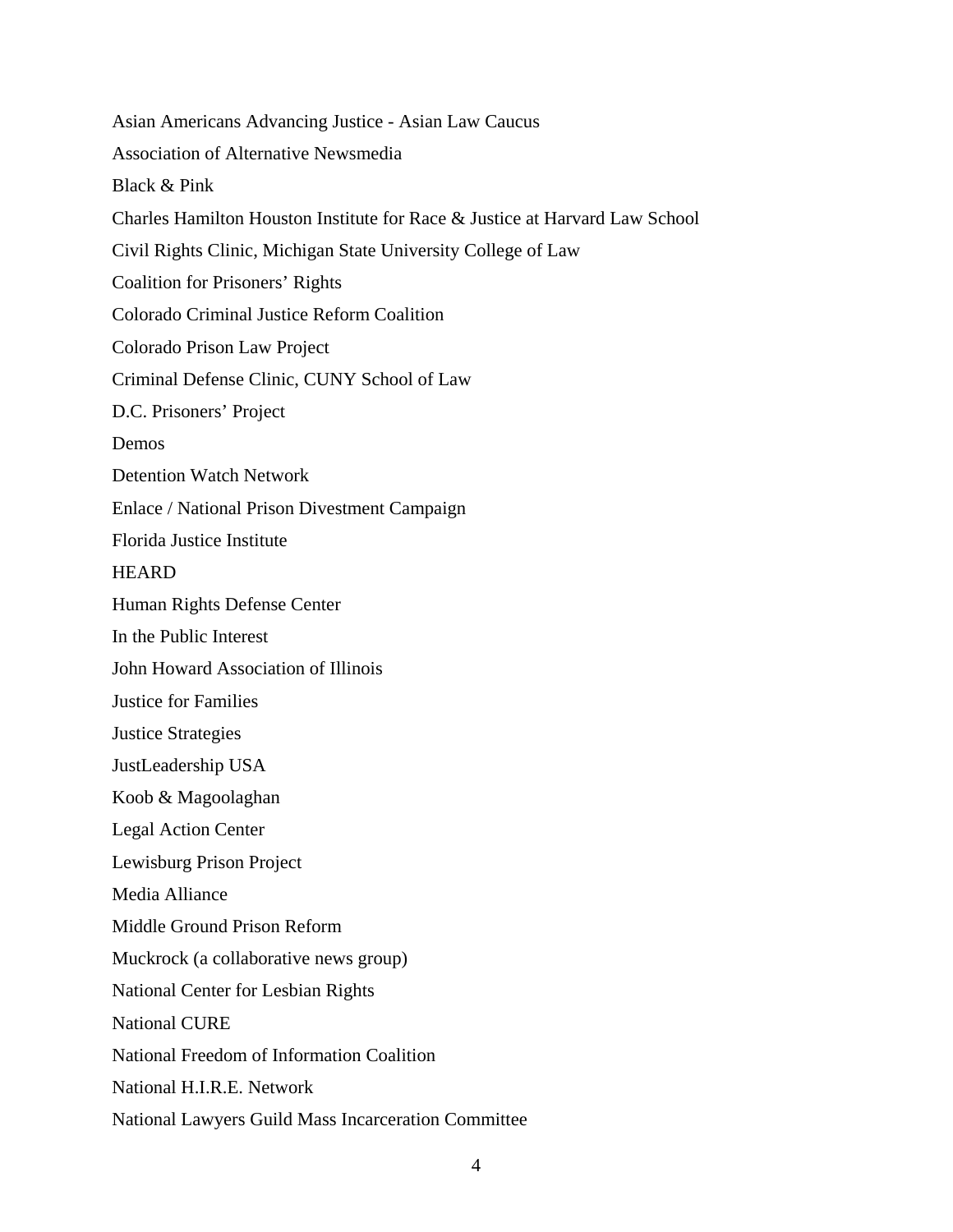Asian Americans Advancing Justice - Asian Law Caucus

Association of Alternative Newsmedia

Black & Pink

Charles Hamilton Houston Institute for Race & Justice at Harvard Law School

Civil Rights Clinic, Michigan State University College of Law

Coalition for Prisoners' Rights

Colorado Criminal Justice Reform Coalition

Colorado Prison Law Project

Criminal Defense Clinic, CUNY School of Law

D.C. Prisoners' Project

Demos

Detention Watch Network

Enlace / National Prison Divestment Campaign

Florida Justice Institute

HEARD

Human Rights Defense Center

In the Public Interest

John Howard Association of Illinois

Justice for Families

Justice Strategies

JustLeadership USA

Koob & Magoolaghan

Legal Action Center

Lewisburg Prison Project

Media Alliance

Middle Ground Prison Reform

Muckrock (a collaborative news group)

National Center for Lesbian Rights

National CURE

National Freedom of Information Coalition

National H.I.R.E. Network

National Lawyers Guild Mass Incarceration Committee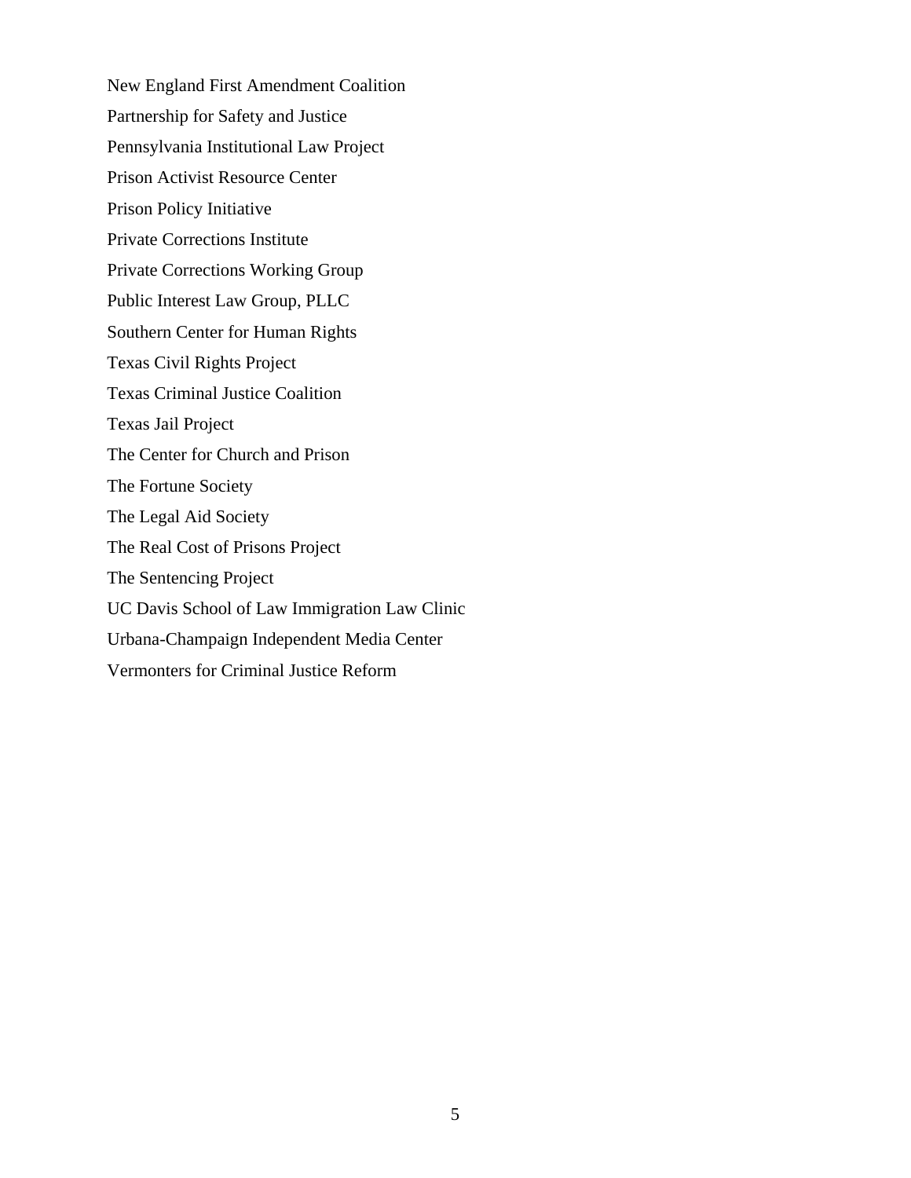New England First Amendment Coalition

Partnership for Safety and Justice

Pennsylvania Institutional Law Project

Prison Activist Resource Center

Prison Policy Initiative

Private Corrections Institute

Private Corrections Working Group

Public Interest Law Group, PLLC

Southern Center for Human Rights

Texas Civil Rights Project

Texas Criminal Justice Coalition

Texas Jail Project

The Center for Church and Prison

The Fortune Society

The Legal Aid Society

The Real Cost of Prisons Project

The Sentencing Project

UC Davis School of Law Immigration Law Clinic

Urbana-Champaign Independent Media Center

Vermonters for Criminal Justice Reform